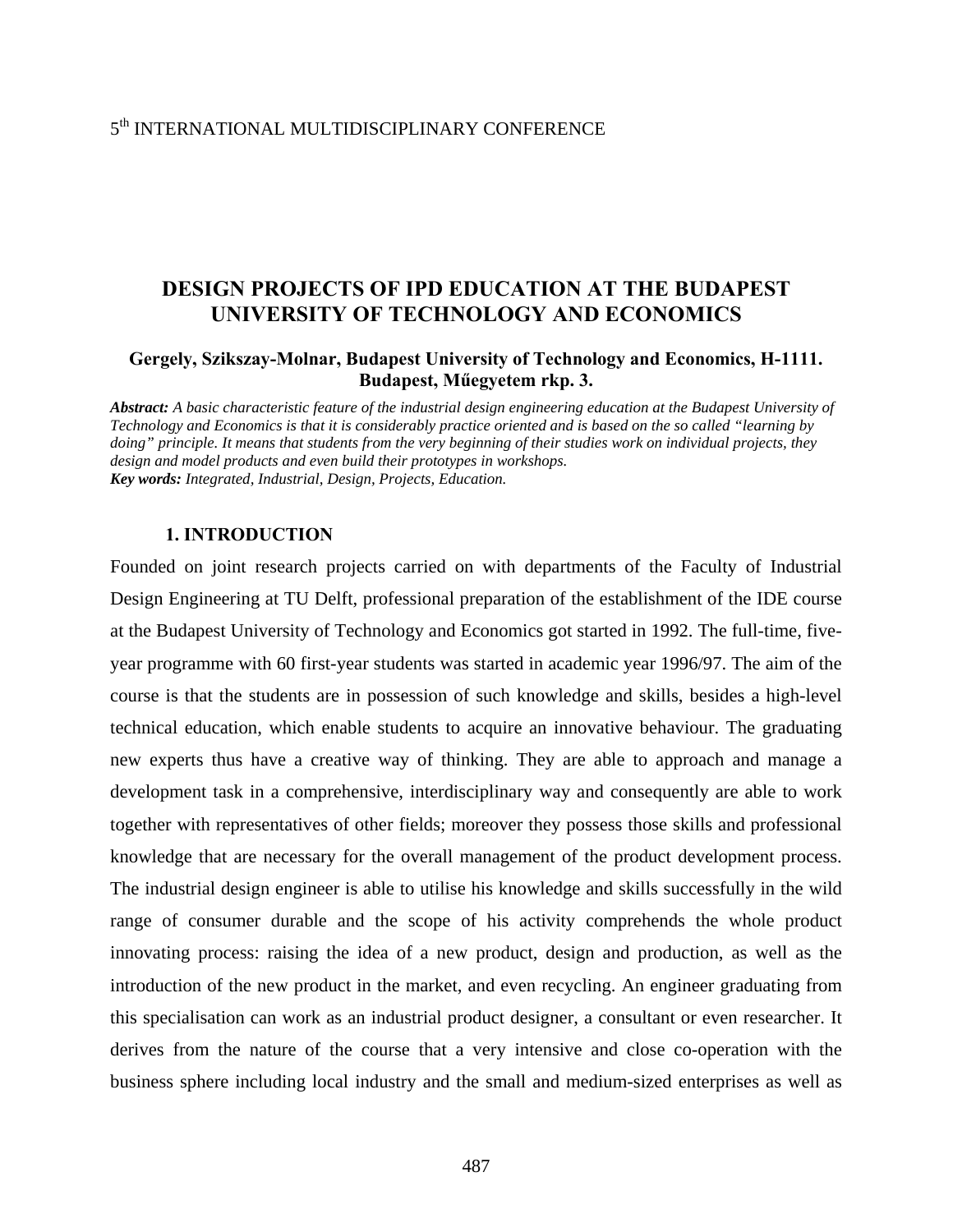5th INTERNATIONAL MULTIDISCIPLINARY CONFERENCE

# DESIGN PROJECTS OF IPD EDUCATION AT THE BUDAPEST UNIVERSITY OF TECHNOLOGY AND ECONOMICS

**Gergely, Szikszay-Molnar, Budapest University of Technology and Economics, H-1111. Budapest, Műegyetem rkp. 3.**

***Abstract:*** *A basic characteristic feature of the industrial design engineering education at the Budapest University of Technology and Economics is that it is considerably practice oriented and is based on the so called "learning by doing" principle. It means that students from the very beginning of their studies work on individual projects, they design and model products and even build their prototypes in workshops.*
***Key words:*** *Integrated, Industrial, Design, Projects, Education.*

## 1. INTRODUCTION

Founded on joint research projects carried on with departments of the Faculty of Industrial Design Engineering at TU Delft, professional preparation of the establishment of the IDE course at the Budapest University of Technology and Economics got started in 1992. The full-time, five-year programme with 60 first-year students was started in academic year 1996/97. The aim of the course is that the students are in possession of such knowledge and skills, besides a high-level technical education, which enable students to acquire an innovative behaviour. The graduating new experts thus have a creative way of thinking. They are able to approach and manage a development task in a comprehensive, interdisciplinary way and consequently are able to work together with representatives of other fields; moreover they possess those skills and professional knowledge that are necessary for the overall management of the product development process. The industrial design engineer is able to utilise his knowledge and skills successfully in the wild range of consumer durable and the scope of his activity comprehends the whole product innovating process: raising the idea of a new product, design and production, as well as the introduction of the new product in the market, and even recycling. An engineer graduating from this specialisation can work as an industrial product designer, a consultant or even researcher. It derives from the nature of the course that a very intensive and close co-operation with the business sphere including local industry and the small and medium-sized enterprises as well as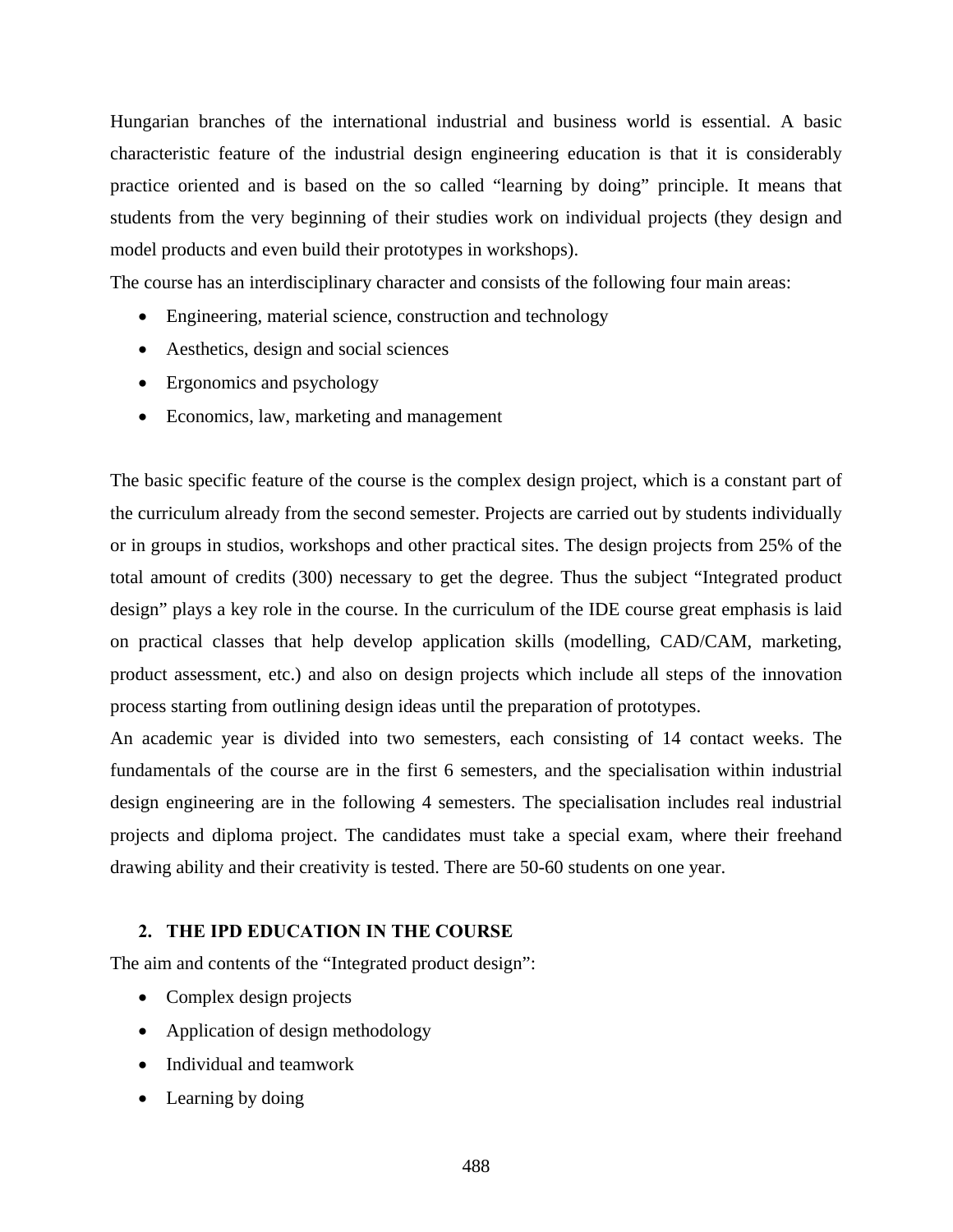Hungarian branches of the international industrial and business world is essential. A basic characteristic feature of the industrial design engineering education is that it is considerably practice oriented and is based on the so called "learning by doing" principle. It means that students from the very beginning of their studies work on individual projects (they design and model products and even build their prototypes in workshops).

The course has an interdisciplinary character and consists of the following four main areas:

- Engineering, material science, construction and technology
- Aesthetics, design and social sciences
- Ergonomics and psychology
- Economics, law, marketing and management

The basic specific feature of the course is the complex design project, which is a constant part of the curriculum already from the second semester. Projects are carried out by students individually or in groups in studios, workshops and other practical sites. The design projects from 25% of the total amount of credits (300) necessary to get the degree. Thus the subject "Integrated product design" plays a key role in the course. In the curriculum of the IDE course great emphasis is laid on practical classes that help develop application skills (modelling, CAD/CAM, marketing, product assessment, etc.) and also on design projects which include all steps of the innovation process starting from outlining design ideas until the preparation of prototypes.

An academic year is divided into two semesters, each consisting of 14 contact weeks. The fundamentals of the course are in the first 6 semesters, and the specialisation within industrial design engineering are in the following 4 semesters. The specialisation includes real industrial projects and diploma project. The candidates must take a special exam, where their freehand drawing ability and their creativity is tested. There are 50-60 students on one year.

## 2. THE IPD EDUCATION IN THE COURSE

The aim and contents of the "Integrated product design":

- Complex design projects
- Application of design methodology
- Individual and teamwork
- Learning by doing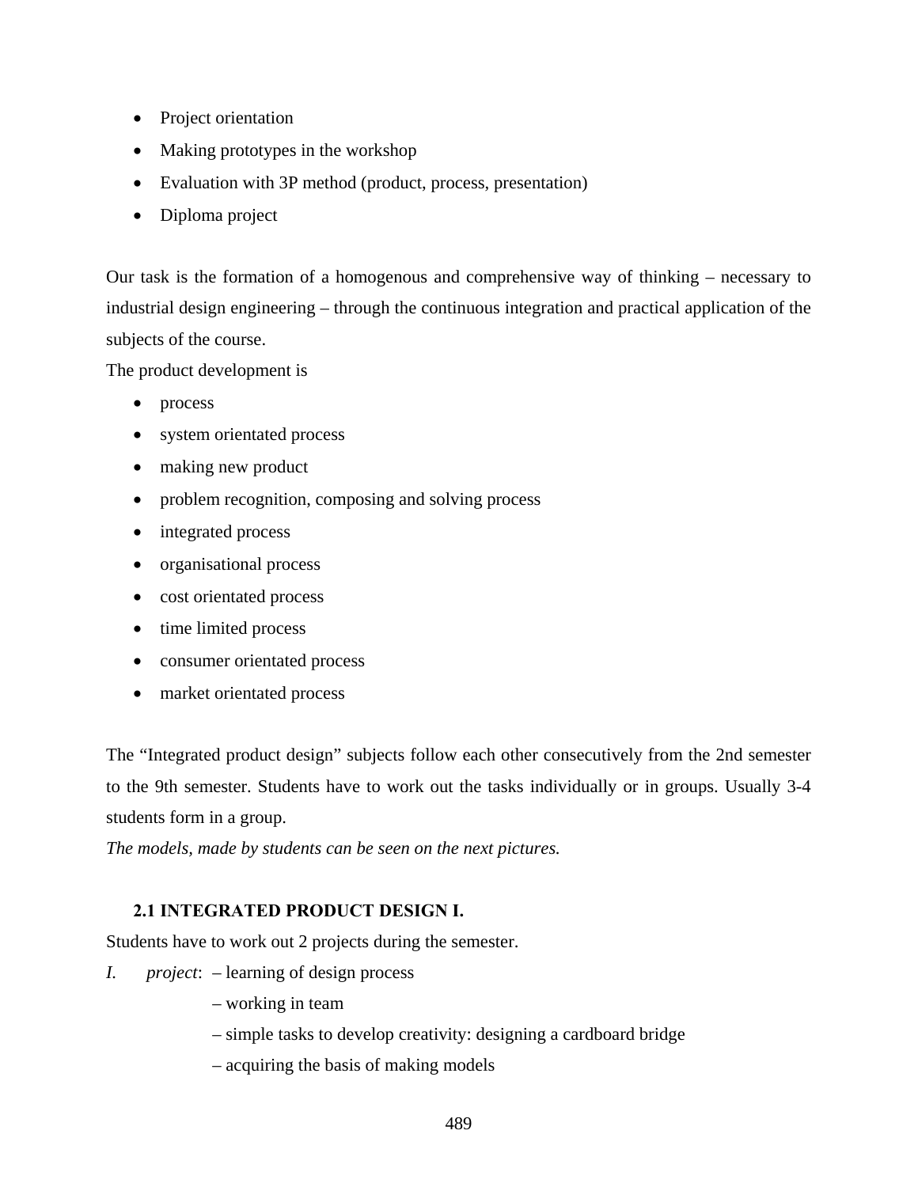- Project orientation
- Making prototypes in the workshop
- Evaluation with 3P method (product, process, presentation)
- Diploma project

Our task is the formation of a homogenous and comprehensive way of thinking – necessary to industrial design engineering – through the continuous integration and practical application of the subjects of the course.

The product development is

- process
- system orientated process
- making new product
- problem recognition, composing and solving process
- integrated process
- organisational process
- cost orientated process
- time limited process
- consumer orientated process
- market orientated process

The "Integrated product design" subjects follow each other consecutively from the 2nd semester to the 9th semester. Students have to work out the tasks individually or in groups. Usually 3-4 students form in a group.

*The models, made by students can be seen on the next pictures.*

### 2.1 INTEGRATED PRODUCT DESIGN I.

Students have to work out 2 projects during the semester.

*I. project*: – learning of design process

– working in team

– simple tasks to develop creativity: designing a cardboard bridge

– acquiring the basis of making models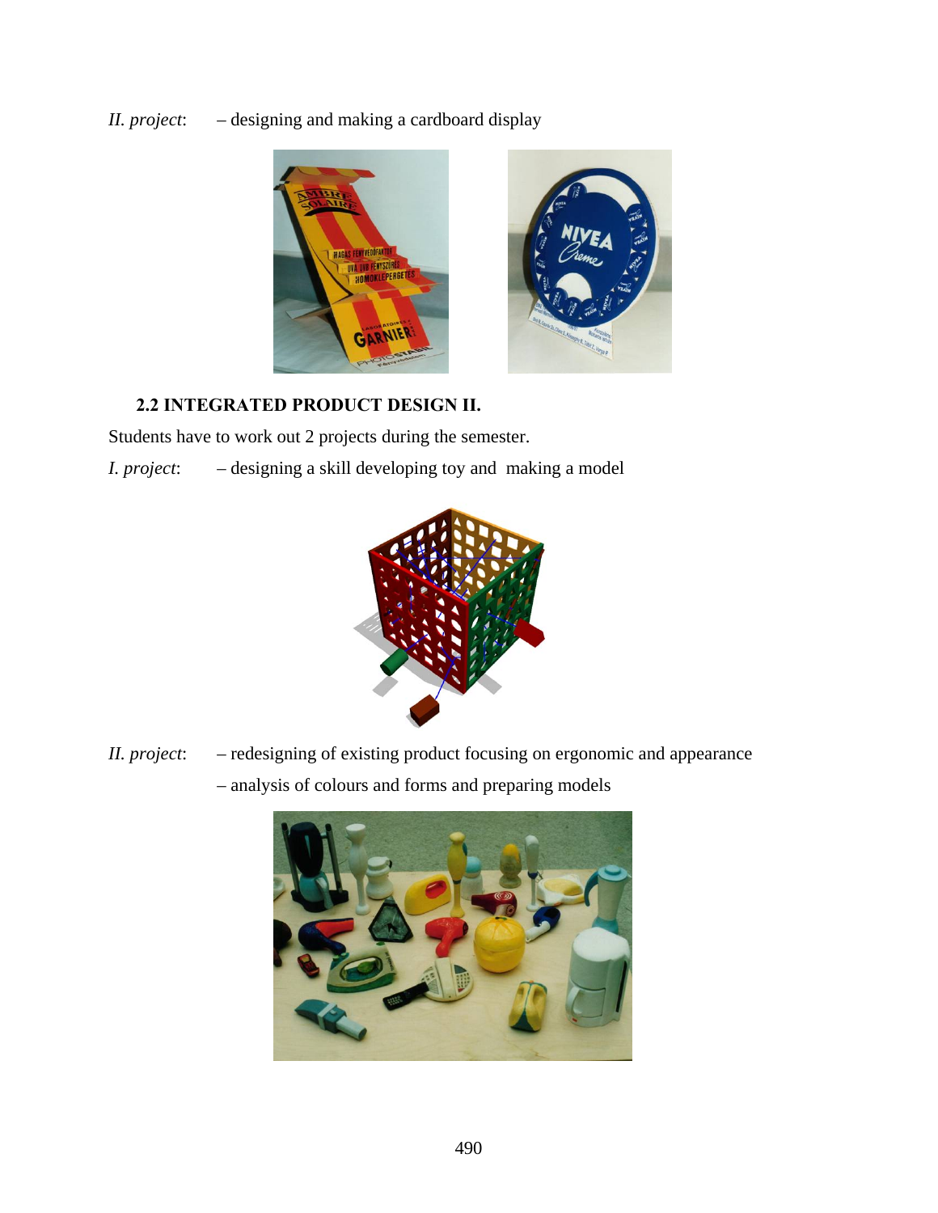*II. project*: – designing and making a cardboard display

### 2.2 INTEGRATED PRODUCT DESIGN II.

Students have to work out 2 projects during the semester.

*I. project*: – designing a skill developing toy and making a model

*II. project*: – redesigning of existing product focusing on ergonomic and appearance

– analysis of colours and forms and preparing models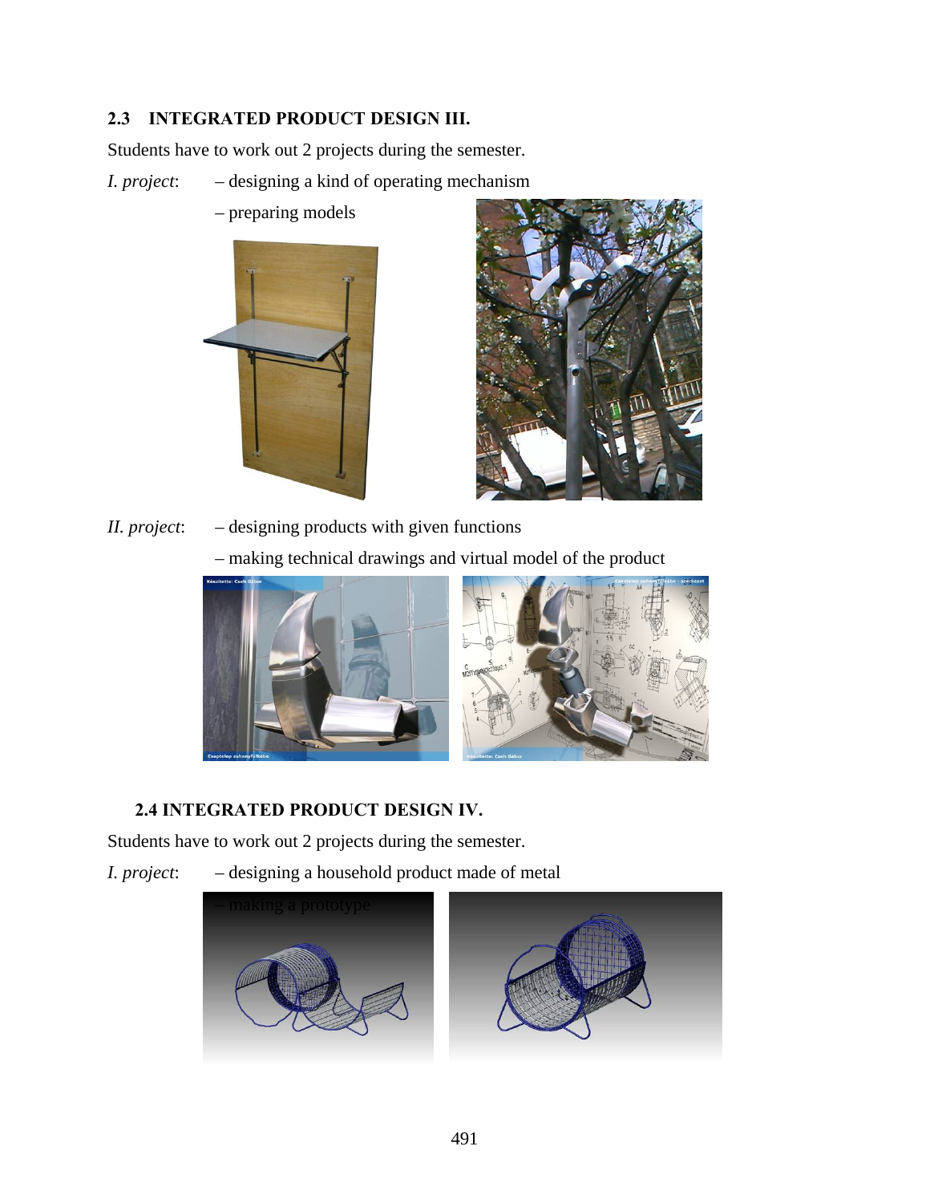## 2.3 INTEGRATED PRODUCT DESIGN III.

Students have to work out 2 projects during the semester.

*I. project*: – designing a kind of operating mechanism

– preparing models

*II. project*: – designing products with given functions

– making technical drawings and virtual model of the product

## 2.4 INTEGRATED PRODUCT DESIGN IV.

Students have to work out 2 projects during the semester.

*I. project*: – designing a household product made of metal

– making a prototype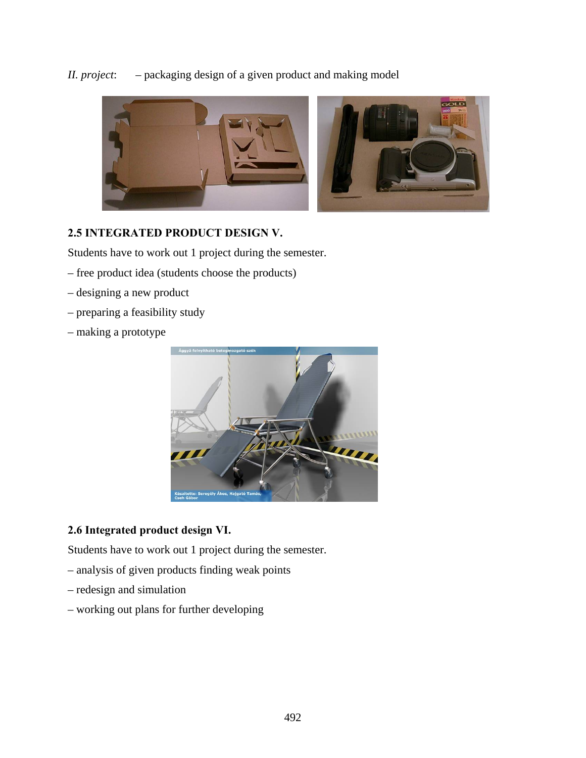*II. project*: – packaging design of a given product and making model

## 2.5 INTEGRATED PRODUCT DESIGN V.

Students have to work out 1 project during the semester.

– free product idea (students choose the products)

– designing a new product

– preparing a feasibility study

– making a prototype

## 2.6 Integrated product design VI.

Students have to work out 1 project during the semester.

– analysis of given products finding weak points

– redesign and simulation

– working out plans for further developing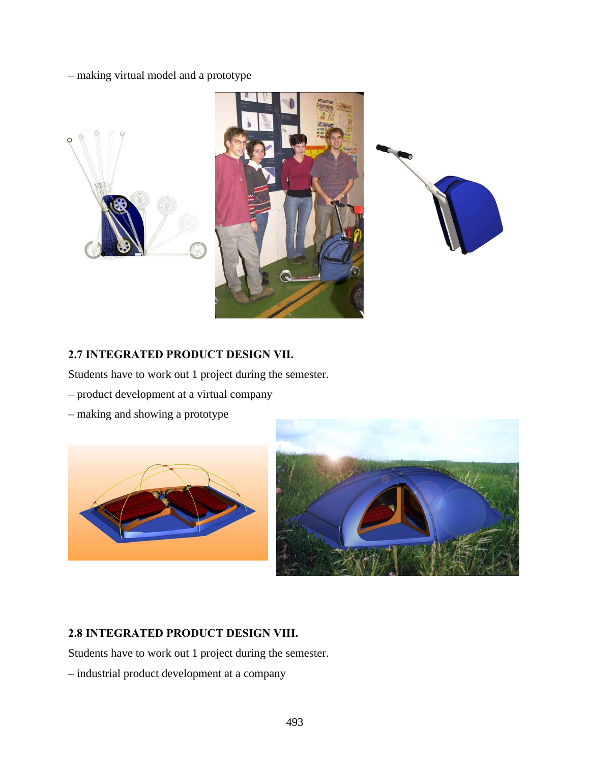– making virtual model and a prototype

## 2.7 INTEGRATED PRODUCT DESIGN VII.

Students have to work out 1 project during the semester.

– product development at a virtual company

– making and showing a prototype

## 2.8 INTEGRATED PRODUCT DESIGN VIII.

Students have to work out 1 project during the semester.

– industrial product development at a company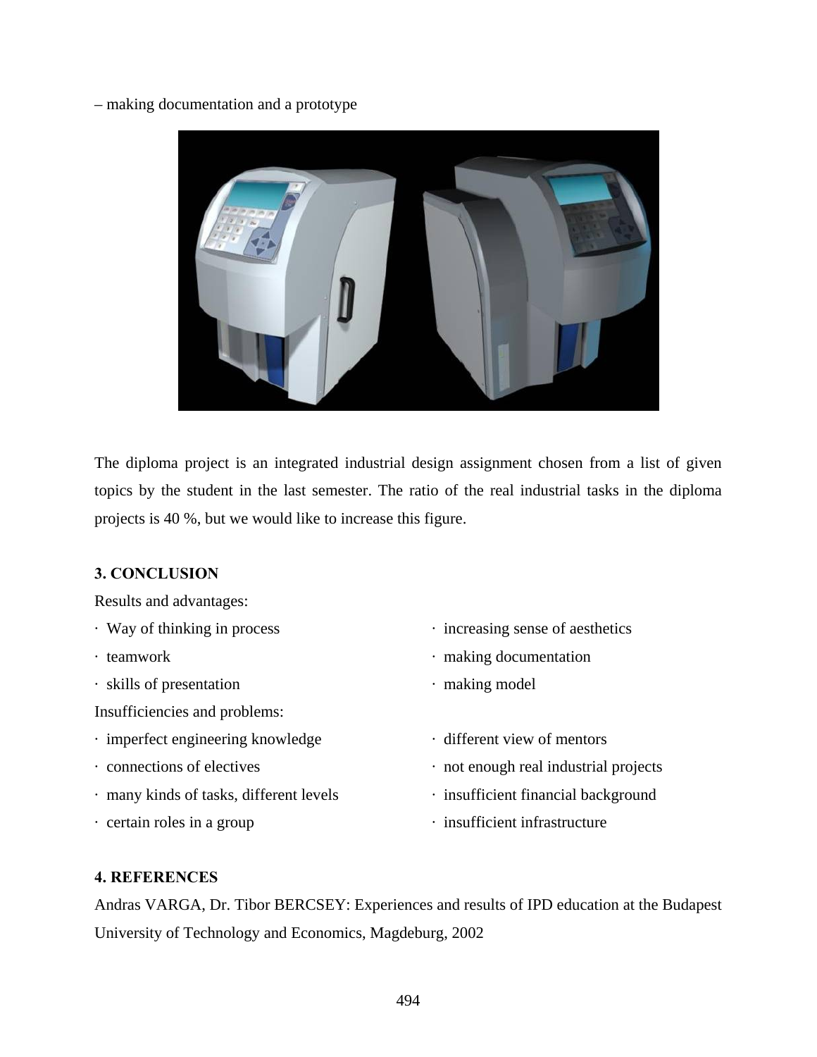– making documentation and a prototype

The diploma project is an integrated industrial design assignment chosen from a list of given topics by the student in the last semester. The ratio of the real industrial tasks in the diploma projects is 40 %, but we would like to increase this figure.

## 3. CONCLUSION

Results and advantages:

- Way of thinking in process
- teamwork
- skills of presentation
- increasing sense of aesthetics
- making documentation
- making model

Insufficiencies and problems:

- imperfect engineering knowledge
- connections of electives
- many kinds of tasks, different levels
- certain roles in a group
- different view of mentors
- not enough real industrial projects
- insufficient financial background
- insufficient infrastructure

## 4. REFERENCES

Andras VARGA, Dr. Tibor BERCSEY: Experiences and results of IPD education at the Budapest University of Technology and Economics, Magdeburg, 2002